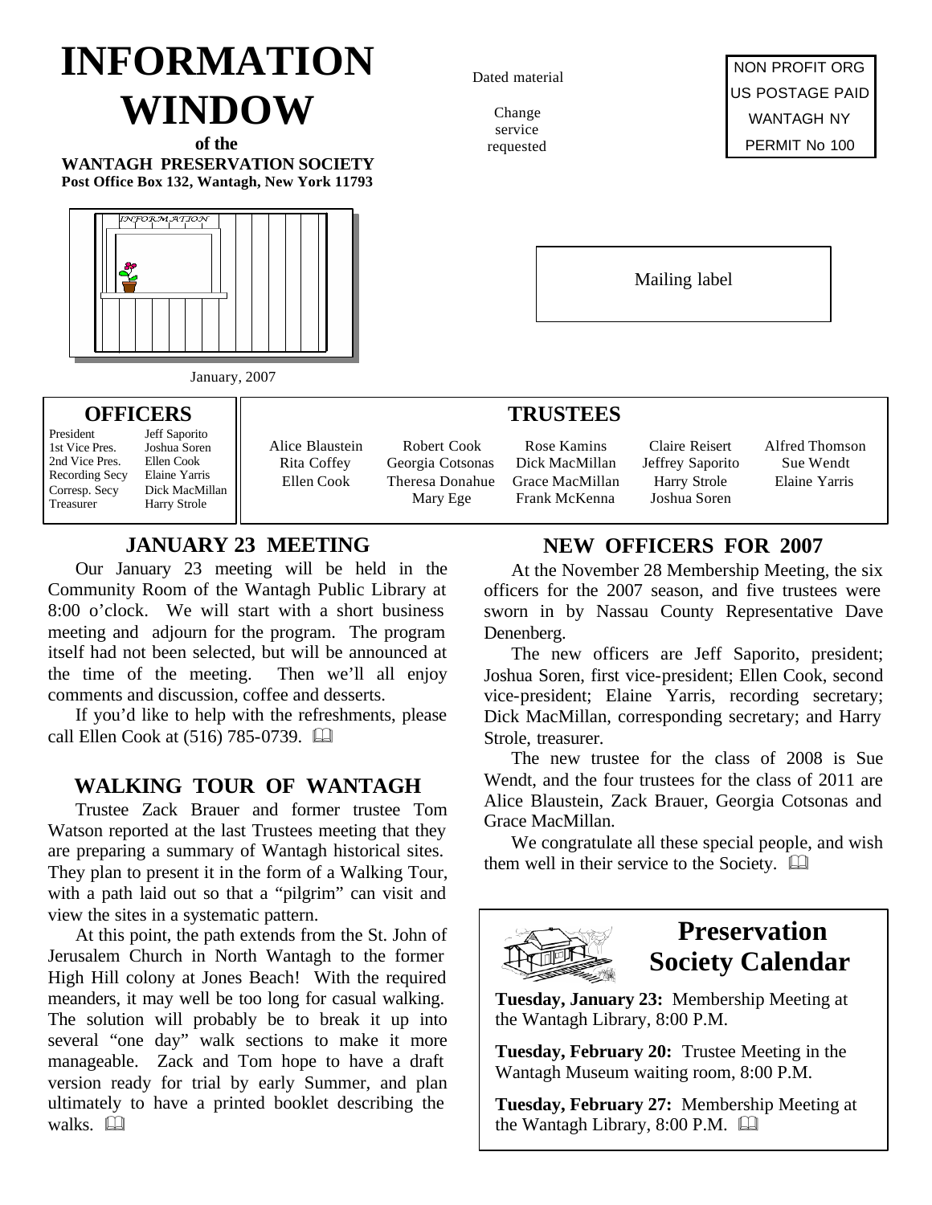# INFORMATION WINDOW

**of the**
**WANTAGH PRESERVATION SOCIETY**
**Post Office Box 132, Wantagh, New York 11793**

Dated material

Change service requested

NON PROFIT ORG
US POSTAGE PAID
WANTAGH NY
PERMIT No 100

Mailing label

January, 2007

## OFFICERS

| | |
|---|---|
| President | Jeff Saporito |
| 1st Vice Pres. | Joshua Soren |
| 2nd Vice Pres. | Ellen Cook |
| Recording Secy | Elaine Yarris |
| Corresp. Secy | Dick MacMillan |
| Treasurer | Harry Strole |

## TRUSTEES

| | | | | |
|---|---|---|---|---|
| Alice Blaustein | Robert Cook | Rose Kamins | Claire Reisert | Alfred Thomson |
| Rita Coffey | Georgia Cotsonas | Dick MacMillan | Jeffrey Saporito | Sue Wendt |
| Ellen Cook | Theresa Donahue | Grace MacMillan | Harry Strole | Elaine Yarris |
| | Mary Ege | Frank McKenna | Joshua Soren | |

## JANUARY 23 MEETING

Our January 23 meeting will be held in the Community Room of the Wantagh Public Library at 8:00 o'clock. We will start with a short business meeting and adjourn for the program. The program itself had not been selected, but will be announced at the time of the meeting. Then we'll all enjoy comments and discussion, coffee and desserts.

If you'd like to help with the refreshments, please call Ellen Cook at (516) 785-0739. 🕮

## WALKING TOUR OF WANTAGH

Trustee Zack Brauer and former trustee Tom Watson reported at the last Trustees meeting that they are preparing a summary of Wantagh historical sites. They plan to present it in the form of a Walking Tour, with a path laid out so that a "pilgrim" can visit and view the sites in a systematic pattern.

At this point, the path extends from the St. John of Jerusalem Church in North Wantagh to the former High Hill colony at Jones Beach! With the required meanders, it may well be too long for casual walking. The solution will probably be to break it up into several "one day" walk sections to make it more manageable. Zack and Tom hope to have a draft version ready for trial by early Summer, and plan ultimately to have a printed booklet describing the walks. 🕮

## NEW OFFICERS FOR 2007

At the November 28 Membership Meeting, the six officers for the 2007 season, and five trustees were sworn in by Nassau County Representative Dave Denenberg.

The new officers are Jeff Saporito, president; Joshua Soren, first vice-president; Ellen Cook, second vice-president; Elaine Yarris, recording secretary; Dick MacMillan, corresponding secretary; and Harry Strole, treasurer.

The new trustee for the class of 2008 is Sue Wendt, and the four trustees for the class of 2011 are Alice Blaustein, Zack Brauer, Georgia Cotsonas and Grace MacMillan.

We congratulate all these special people, and wish them well in their service to the Society. 🕮

## Preservation Society Calendar

**Tuesday, January 23:** Membership Meeting at the Wantagh Library, 8:00 P.M.

**Tuesday, February 20:** Trustee Meeting in the Wantagh Museum waiting room, 8:00 P.M.

**Tuesday, February 27:** Membership Meeting at the Wantagh Library, 8:00 P.M. 🕮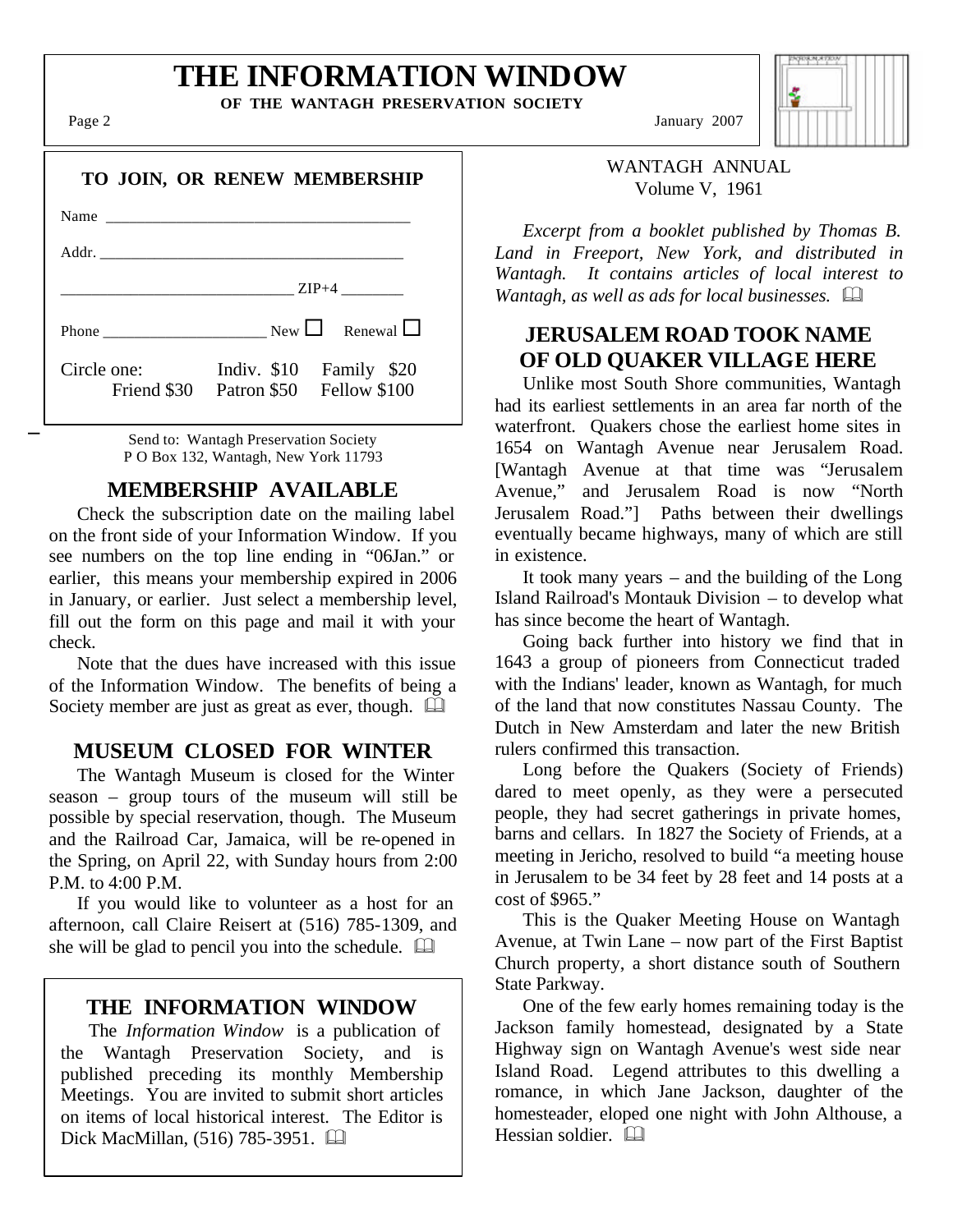# THE INFORMATION WINDOW

**OF THE WANTAGH PRESERVATION SOCIETY**

### TO JOIN, OR RENEW MEMBERSHIP

Name ____________________________________

Addr. ____________________________________

____________________________ ZIP+4 ________

Phone ____________________ New ☐ Renewal ☐

Circle one: Indiv. $10 Family $20
Friend $30 Patron $50 Fellow $100

Send to: Wantagh Preservation Society
P O Box 132, Wantagh, New York 11793

## MEMBERSHIP AVAILABLE

Check the subscription date on the mailing label on the front side of your Information Window. If you see numbers on the top line ending in "06Jan." or earlier, this means your membership expired in 2006 in January, or earlier. Just select a membership level, fill out the form on this page and mail it with your check.

Note that the dues have increased with this issue of the Information Window. The benefits of being a Society member are just as great as ever, though. 🕮

## MUSEUM CLOSED FOR WINTER

The Wantagh Museum is closed for the Winter season – group tours of the museum will still be possible by special reservation, though. The Museum and the Railroad Car, Jamaica, will be re-opened in the Spring, on April 22, with Sunday hours from 2:00 P.M. to 4:00 P.M.

If you would like to volunteer as a host for an afternoon, call Claire Reisert at (516) 785-1309, and she will be glad to pencil you into the schedule. 🕮

## THE INFORMATION WINDOW

The *Information Window* is a publication of the Wantagh Preservation Society, and is published preceding its monthly Membership Meetings. You are invited to submit short articles on items of local historical interest. The Editor is Dick MacMillan, (516) 785-3951. 🕮

WANTAGH ANNUAL
Volume V, 1961

*Excerpt from a booklet published by Thomas B. Land in Freeport, New York, and distributed in Wantagh. It contains articles of local interest to Wantagh, as well as ads for local businesses.* 🕮

## JERUSALEM ROAD TOOK NAME OF OLD QUAKER VILLAGE HERE

Unlike most South Shore communities, Wantagh had its earliest settlements in an area far north of the waterfront. Quakers chose the earliest home sites in 1654 on Wantagh Avenue near Jerusalem Road. [Wantagh Avenue at that time was "Jerusalem Avenue," and Jerusalem Road is now "North Jerusalem Road."] Paths between their dwellings eventually became highways, many of which are still in existence.

It took many years – and the building of the Long Island Railroad's Montauk Division – to develop what has since become the heart of Wantagh.

Going back further into history we find that in 1643 a group of pioneers from Connecticut traded with the Indians' leader, known as Wantagh, for much of the land that now constitutes Nassau County. The Dutch in New Amsterdam and later the new British rulers confirmed this transaction.

Long before the Quakers (Society of Friends) dared to meet openly, as they were a persecuted people, they had secret gatherings in private homes, barns and cellars. In 1827 the Society of Friends, at a meeting in Jericho, resolved to build "a meeting house in Jerusalem to be 34 feet by 28 feet and 14 posts at a cost of $965."

This is the Quaker Meeting House on Wantagh Avenue, at Twin Lane – now part of the First Baptist Church property, a short distance south of Southern State Parkway.

One of the few early homes remaining today is the Jackson family homestead, designated by a State Highway sign on Wantagh Avenue's west side near Island Road. Legend attributes to this dwelling a romance, in which Jane Jackson, daughter of the homesteader, eloped one night with John Althouse, a Hessian soldier. 🕮